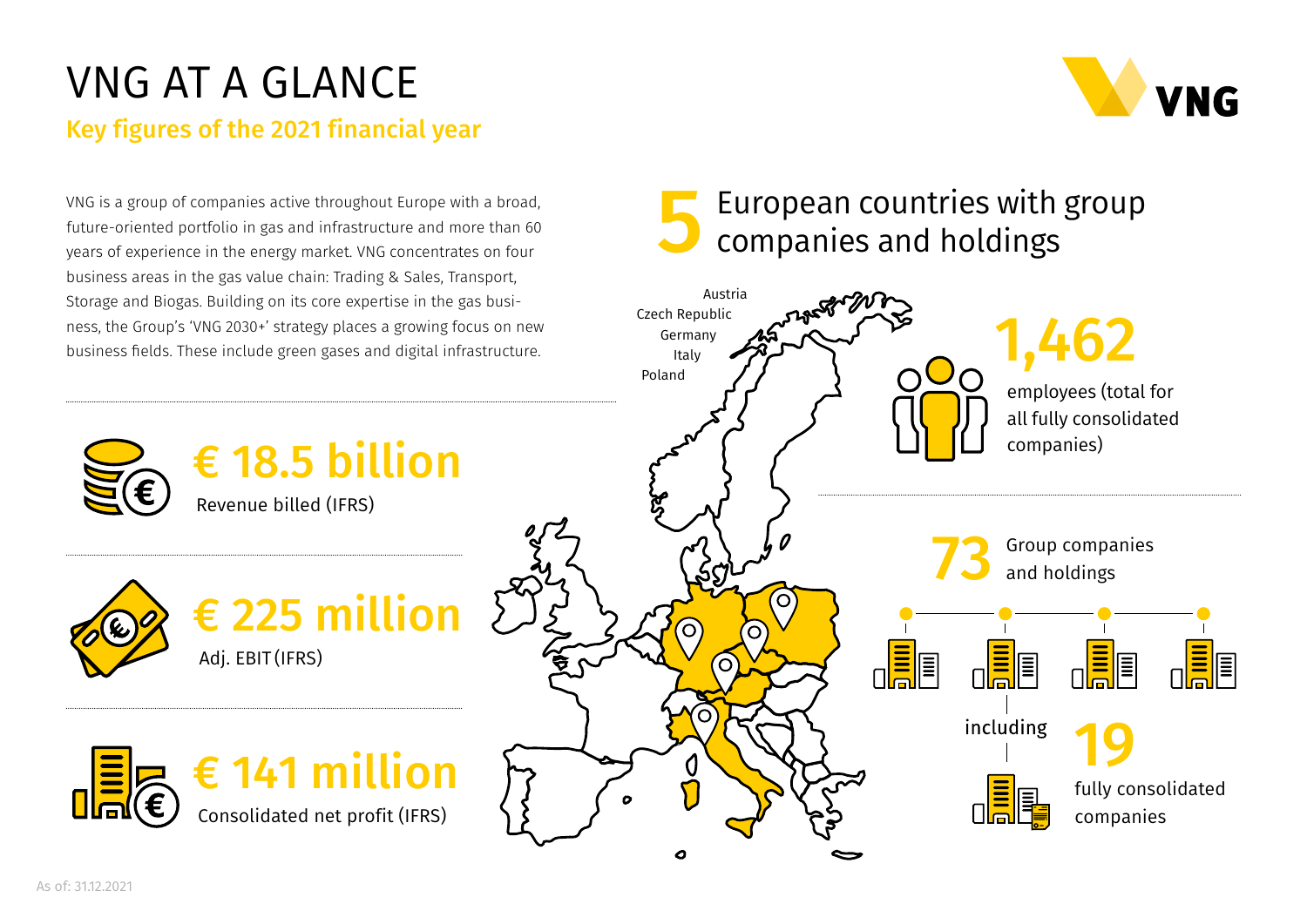# VNG AT A GLANCE

## Key figures of the 2021 financial year

VNG is a group of companies active throughout Europe with a broad, future-oriented portfolio in gas and infrastructure and more than 60 years of experience in the energy market. VNG concentrates on four business areas in the gas value chain: Trading & Sales, Transport, Storage and Biogas. Building on its core expertise in the gas business, the Group's 'VNG 2030+' strategy places a growing focus on new business fields. These include green gases and digital infrastructure.

**€ 18.5 billion**
Revenue billed (IFRS)

**€ 225 million**
Adj. EBIT (IFRS)

**€ 141 million**
Consolidated net profit (IFRS)

**5** European countries with group companies and holdings

- Austria
- Czech Republic
- Germany
- Italy
- Poland

**1,462**
employees (total for all fully consolidated companies)

**73** Group companies and holdings

including **19** fully consolidated companies

As of: 31.12.2021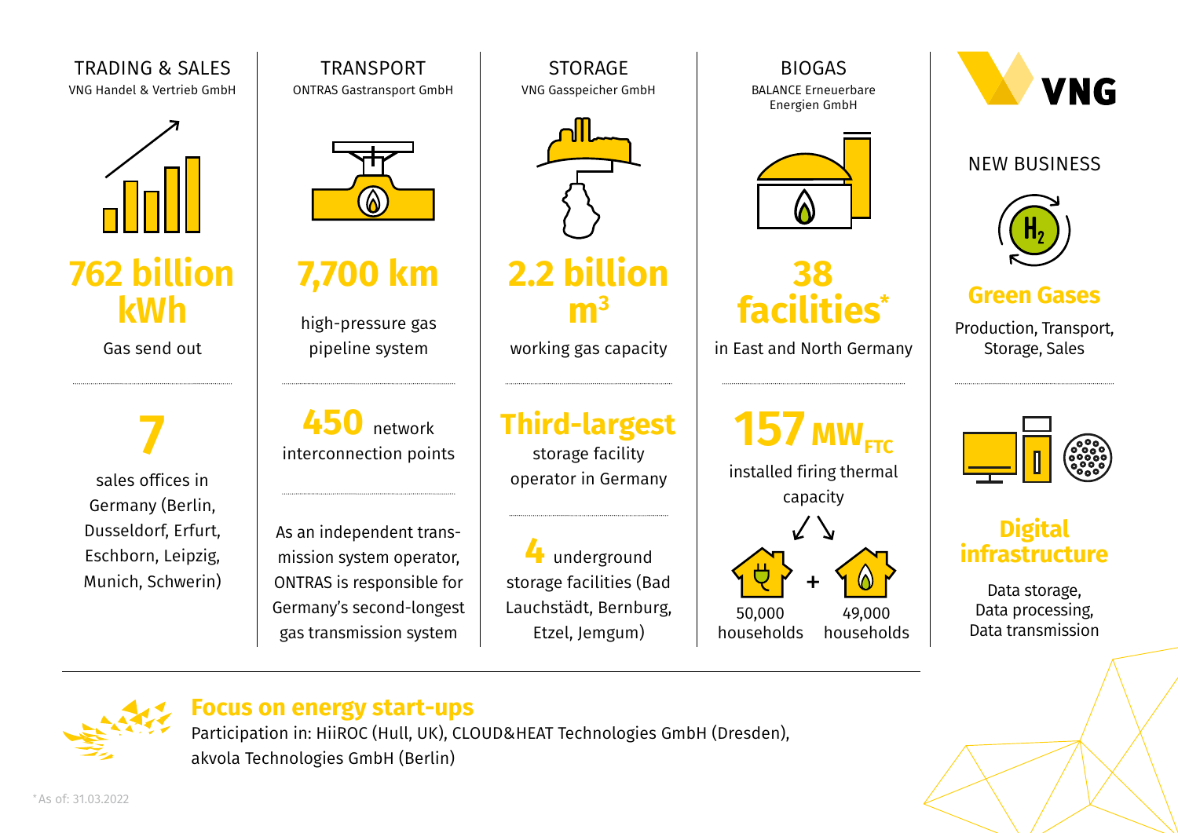## TRADING & SALES

VNG Handel & Vertrieb GmbH

**762 billion kWh**

Gas send out

**7**

sales offices in Germany (Berlin, Dusseldorf, Erfurt, Eschborn, Leipzig, Munich, Schwerin)

## TRANSPORT

ONTRAS Gastransport GmbH

**7,700 km**

high-pressure gas pipeline system

**450** network interconnection points

As an independent transmission system operator, ONTRAS is responsible for Germany's second-longest gas transmission system

## STORAGE

VNG Gasspeicher GmbH

**2.2 billion $m^3$**

working gas capacity

**Third-largest**

storage facility operator in Germany

**4** underground storage facilities (Bad Lauchstädt, Bernburg, Etzel, Jemgum)

## BIOGAS

BALANCE Erneuerbare Energien GmbH

**38 facilities***

in East and North Germany

**157 $MW_{FTC}$**

installed firing thermal capacity

50,000 households + 49,000 households

## VNG

NEW BUSINESS

**Green Gases**

Production, Transport, Storage, Sales

**Digital infrastructure**

Data storage, Data processing, Data transmission

---

**Focus on energy start-ups**

Participation in: HiiROC (Hull, UK), CLOUD&HEAT Technologies GmbH (Dresden), akvola Technologies GmbH (Berlin)

*As of: 31.03.2022